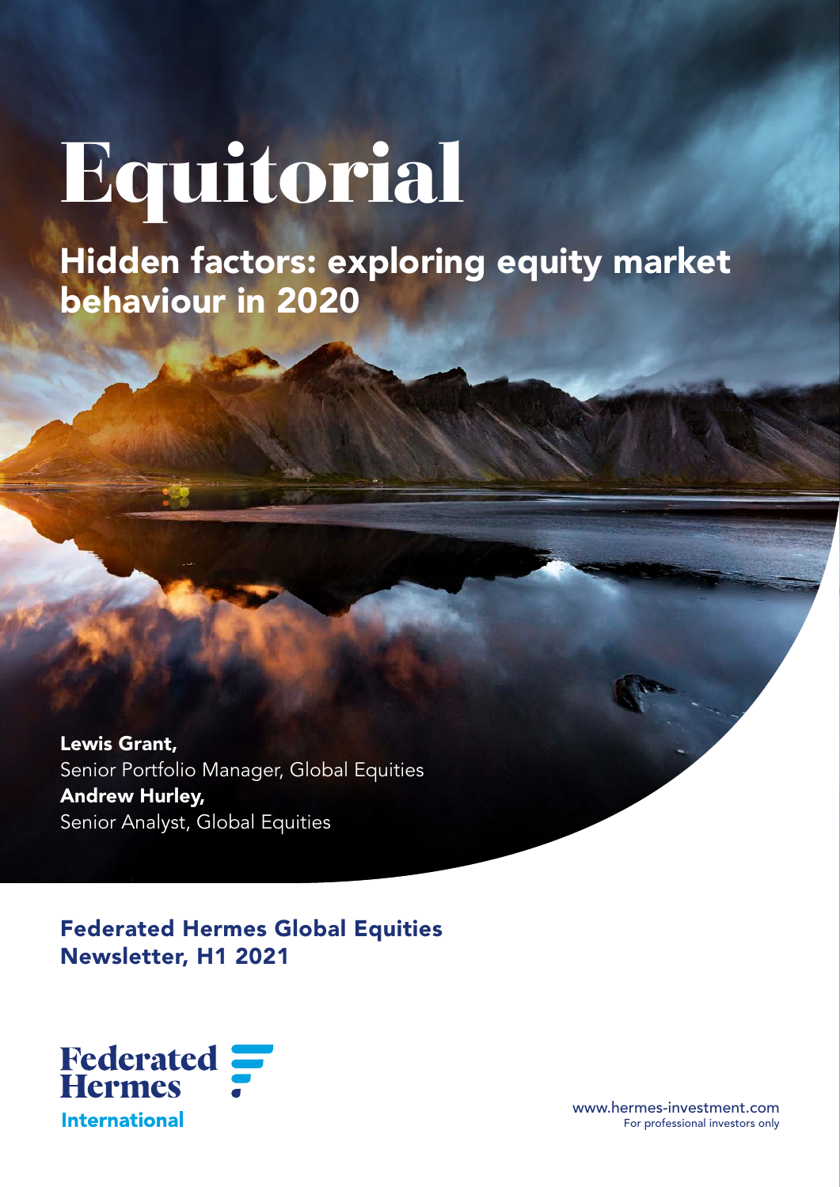# Equitorial

## Hidden factors: exploring equity market behaviour in 2020

**Lewis Grant,**
Senior Portfolio Manager, Global Equities
**Andrew Hurley,**
Senior Analyst, Global Equities

**Federated Hermes Global Equities Newsletter, H1 2021**

Federated Hermes International

www.hermes-investment.com
For professional investors only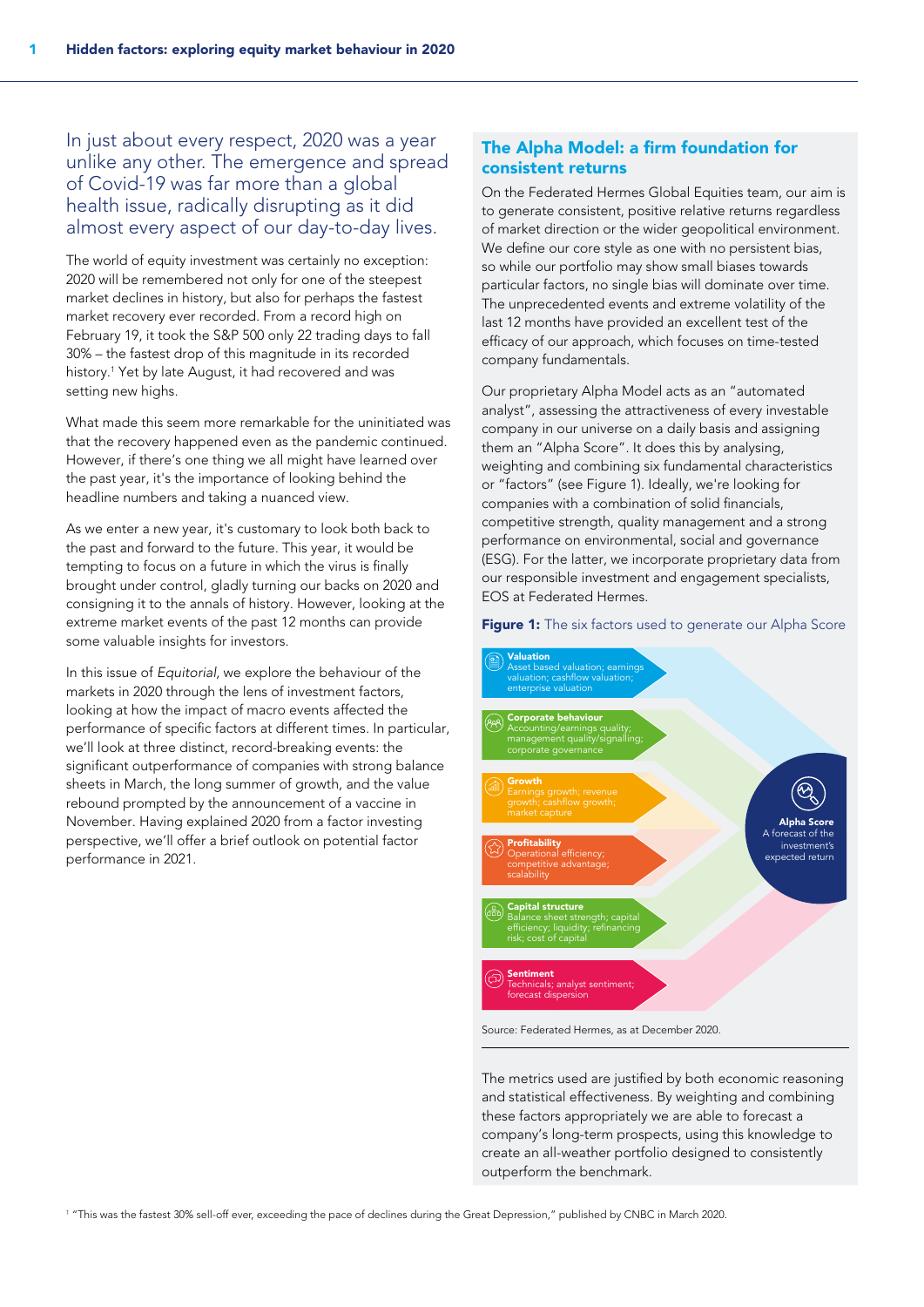In just about every respect, 2020 was a year unlike any other. The emergence and spread of Covid-19 was far more than a global health issue, radically disrupting as it did almost every aspect of our day-to-day lives.

The world of equity investment was certainly no exception: 2020 will be remembered not only for one of the steepest market declines in history, but also for perhaps the fastest market recovery ever recorded. From a record high on February 19, it took the S&P 500 only 22 trading days to fall 30% – the fastest drop of this magnitude in its recorded history.[1] Yet by late August, it had recovered and was setting new highs.

What made this seem more remarkable for the uninitiated was that the recovery happened even as the pandemic continued. However, if there's one thing we all might have learned over the past year, it's the importance of looking behind the headline numbers and taking a nuanced view.

As we enter a new year, it's customary to look both back to the past and forward to the future. This year, it would be tempting to focus on a future in which the virus is finally brought under control, gladly turning our backs on 2020 and consigning it to the annals of history. However, looking at the extreme market events of the past 12 months can provide some valuable insights for investors.

In this issue of *Equitorial*, we explore the behaviour of the markets in 2020 through the lens of investment factors, looking at how the impact of macro events affected the performance of specific factors at different times. In particular, we'll look at three distinct, record-breaking events: the significant outperformance of companies with strong balance sheets in March, the long summer of growth, and the value rebound prompted by the announcement of a vaccine in November. Having explained 2020 from a factor investing perspective, we'll offer a brief outlook on potential factor performance in 2021.

## The Alpha Model: a firm foundation for consistent returns

On the Federated Hermes Global Equities team, our aim is to generate consistent, positive relative returns regardless of market direction or the wider geopolitical environment. We define our core style as one with no persistent bias, so while our portfolio may show small biases towards particular factors, no single bias will dominate over time. The unprecedented events and extreme volatility of the last 12 months have provided an excellent test of the efficacy of our approach, which focuses on time-tested company fundamentals.

Our proprietary Alpha Model acts as an "automated analyst", assessing the attractiveness of every investable company in our universe on a daily basis and assigning them an "Alpha Score". It does this by analysing, weighting and combining six fundamental characteristics or "factors" (see Figure 1). Ideally, we're looking for companies with a combination of solid financials, competitive strength, quality management and a strong performance on environmental, social and governance (ESG). For the latter, we incorporate proprietary data from our responsible investment and engagement specialists, EOS at Federated Hermes.

**Figure 1:** The six factors used to generate our Alpha Score

- **Valuation** – Asset based valuation; earnings valuation; cashflow valuation; enterprise valuation
- **Corporate behaviour** – Accounting/earnings quality; management quality/signalling; corporate governance
- **Growth** – Earnings growth; revenue growth; cashflow growth; market capture
- **Profitability** – Operational efficiency; competitive advantage; scalability
- **Capital structure** – Balance sheet strength; capital efficiency; liquidity; refinancing risk; cost of capital
- **Sentiment** – Technicals; analyst sentiment; forecast dispersion

**Alpha Score** – A forecast of the investment's expected return

Source: Federated Hermes, as at December 2020.

The metrics used are justified by both economic reasoning and statistical effectiveness. By weighting and combining these factors appropriately we are able to forecast a company's long-term prospects, using this knowledge to create an all-weather portfolio designed to consistently outperform the benchmark.

[1] "This was the fastest 30% sell-off ever, exceeding the pace of declines during the Great Depression," published by CNBC in March 2020.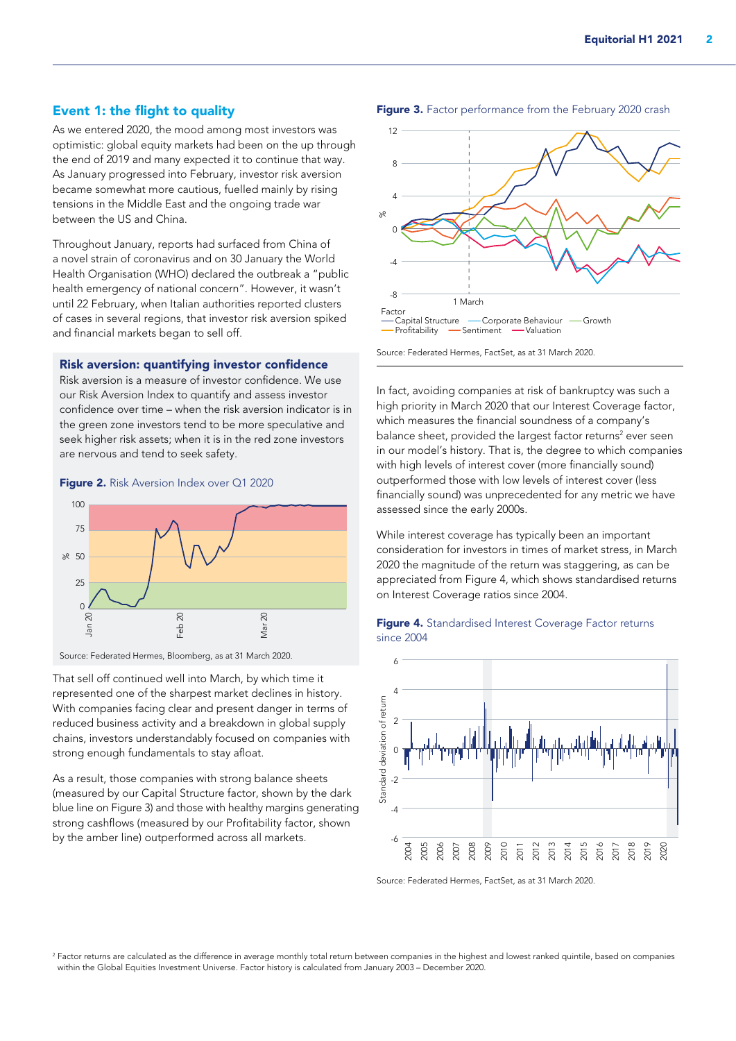## Event 1: the flight to quality

As we entered 2020, the mood among most investors was optimistic: global equity markets had been on the up through the end of 2019 and many expected it to continue that way. As January progressed into February, investor risk aversion became somewhat more cautious, fuelled mainly by rising tensions in the Middle East and the ongoing trade war between the US and China.

Throughout January, reports had surfaced from China of a novel strain of coronavirus and on 30 January the World Health Organisation (WHO) declared the outbreak a "public health emergency of national concern". However, it wasn't until 22 February, when Italian authorities reported clusters of cases in several regions, that investor risk aversion spiked and financial markets began to sell off.

### Risk aversion: quantifying investor confidence

Risk aversion is a measure of investor confidence. We use our Risk Aversion Index to quantify and assess investor confidence over time – when the risk aversion indicator is in the green zone investors tend to be more speculative and seek higher risk assets; when it is in the red zone investors are nervous and tend to seek safety.

**Figure 2.** Risk Aversion Index over Q1 2020

Source: Federated Hermes, Bloomberg, as at 31 March 2020.

That sell off continued well into March, by which time it represented one of the sharpest market declines in history. With companies facing clear and present danger in terms of reduced business activity and a breakdown in global supply chains, investors understandably focused on companies with strong enough fundamentals to stay afloat.

As a result, those companies with strong balance sheets (measured by our Capital Structure factor, shown by the dark blue line on Figure 3) and those with healthy margins generating strong cashflows (measured by our Profitability factor, shown by the amber line) outperformed across all markets.

**Figure 3.** Factor performance from the February 2020 crash

Source: Federated Hermes, FactSet, as at 31 March 2020.

In fact, avoiding companies at risk of bankruptcy was such a high priority in March 2020 that our Interest Coverage factor, which measures the financial soundness of a company's balance sheet, provided the largest factor returns[2] ever seen in our model's history. That is, the degree to which companies with high levels of interest cover (more financially sound) outperformed those with low levels of interest cover (less financially sound) was unprecedented for any metric we have assessed since the early 2000s.

While interest coverage has typically been an important consideration for investors in times of market stress, in March 2020 the magnitude of the return was staggering, as can be appreciated from Figure 4, which shows standardised returns on Interest Coverage ratios since 2004.

**Figure 4.** Standardised Interest Coverage Factor returns since 2004

Source: Federated Hermes, FactSet, as at 31 March 2020.

[2] Factor returns are calculated as the difference in average monthly total return between companies in the highest and lowest ranked quintile, based on companies within the Global Equities Investment Universe. Factor history is calculated from January 2003 – December 2020.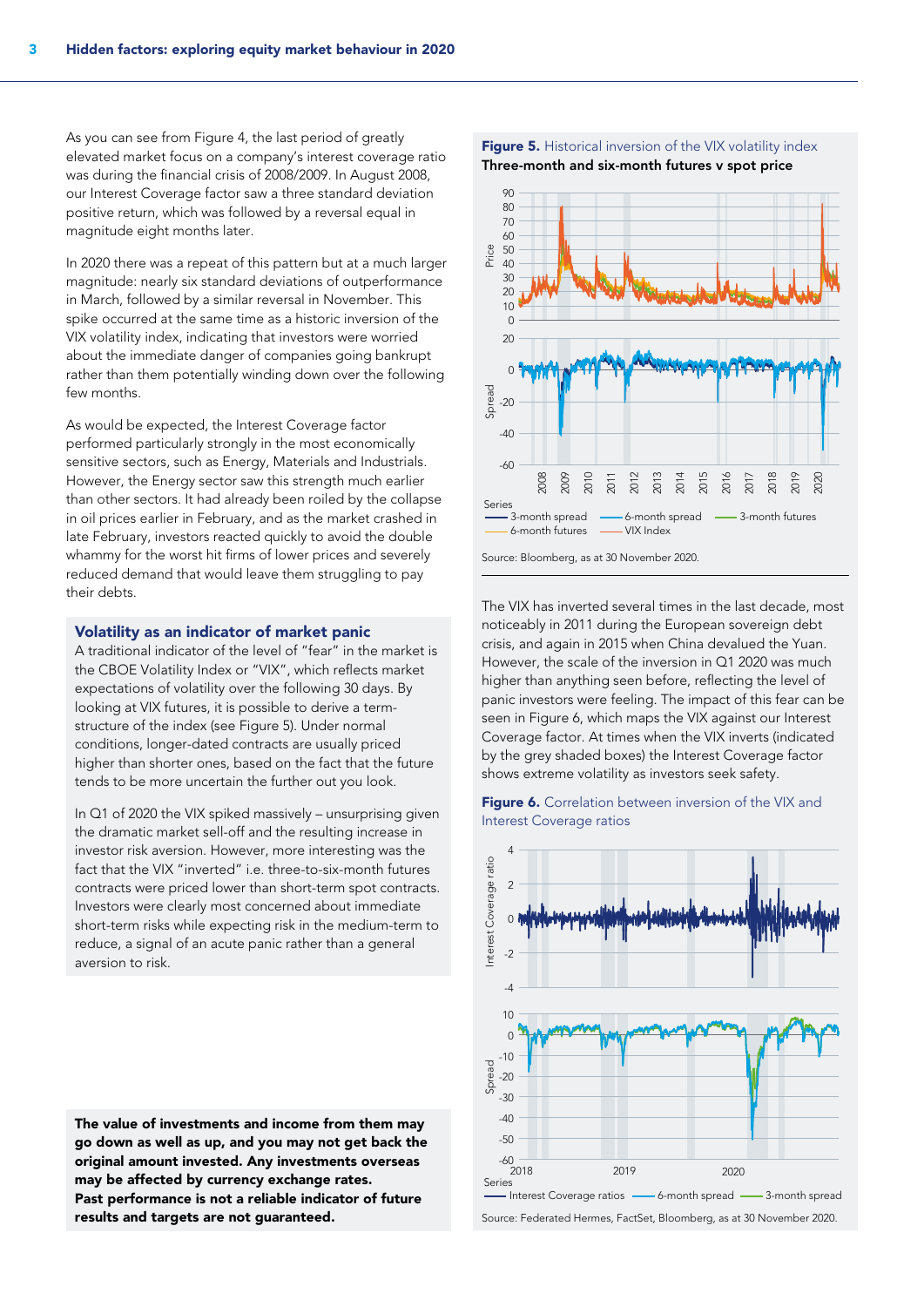As you can see from Figure 4, the last period of greatly elevated market focus on a company's interest coverage ratio was during the financial crisis of 2008/2009. In August 2008, our Interest Coverage factor saw a three standard deviation positive return, which was followed by a reversal equal in magnitude eight months later.

In 2020 there was a repeat of this pattern but at a much larger magnitude: nearly six standard deviations of outperformance in March, followed by a similar reversal in November. This spike occurred at the same time as a historic inversion of the VIX volatility index, indicating that investors were worried about the immediate danger of companies going bankrupt rather than them potentially winding down over the following few months.

As would be expected, the Interest Coverage factor performed particularly strongly in the most economically sensitive sectors, such as Energy, Materials and Industrials. However, the Energy sector saw this strength much earlier than other sectors. It had already been roiled by the collapse in oil prices earlier in February, and as the market crashed in late February, investors reacted quickly to avoid the double whammy for the worst hit firms of lower prices and severely reduced demand that would leave them struggling to pay their debts.

## Volatility as an indicator of market panic

A traditional indicator of the level of "fear" in the market is the CBOE Volatility Index or "VIX", which reflects market expectations of volatility over the following 30 days. By looking at VIX futures, it is possible to derive a term-structure of the index (see Figure 5). Under normal conditions, longer-dated contracts are usually priced higher than shorter ones, based on the fact that the future tends to be more uncertain the further out you look.

In Q1 of 2020 the VIX spiked massively – unsurprising given the dramatic market sell-off and the resulting increase in investor risk aversion. However, more interesting was the fact that the VIX "inverted" i.e. three-to-six-month futures contracts were priced lower than short-term spot contracts. Investors were clearly most concerned about immediate short-term risks while expecting risk in the medium-term to reduce, a signal of an acute panic rather than a general aversion to risk.

**Figure 5.** Historical inversion of the VIX volatility index
**Three-month and six-month futures v spot price**

Source: Bloomberg, as at 30 November 2020.

The VIX has inverted several times in the last decade, most noticeably in 2011 during the European sovereign debt crisis, and again in 2015 when China devalued the Yuan. However, the scale of the inversion in Q1 2020 was much higher than anything seen before, reflecting the level of panic investors were feeling. The impact of this fear can be seen in Figure 6, which maps the VIX against our Interest Coverage factor. At times when the VIX inverts (indicated by the grey shaded boxes) the Interest Coverage factor shows extreme volatility as investors seek safety.

**Figure 6.** Correlation between inversion of the VIX and Interest Coverage ratios

Source: Federated Hermes, FactSet, Bloomberg, as at 30 November 2020.

**The value of investments and income from them may go down as well as up, and you may not get back the original amount invested. Any investments overseas may be affected by currency exchange rates. Past performance is not a reliable indicator of future results and targets are not guaranteed.**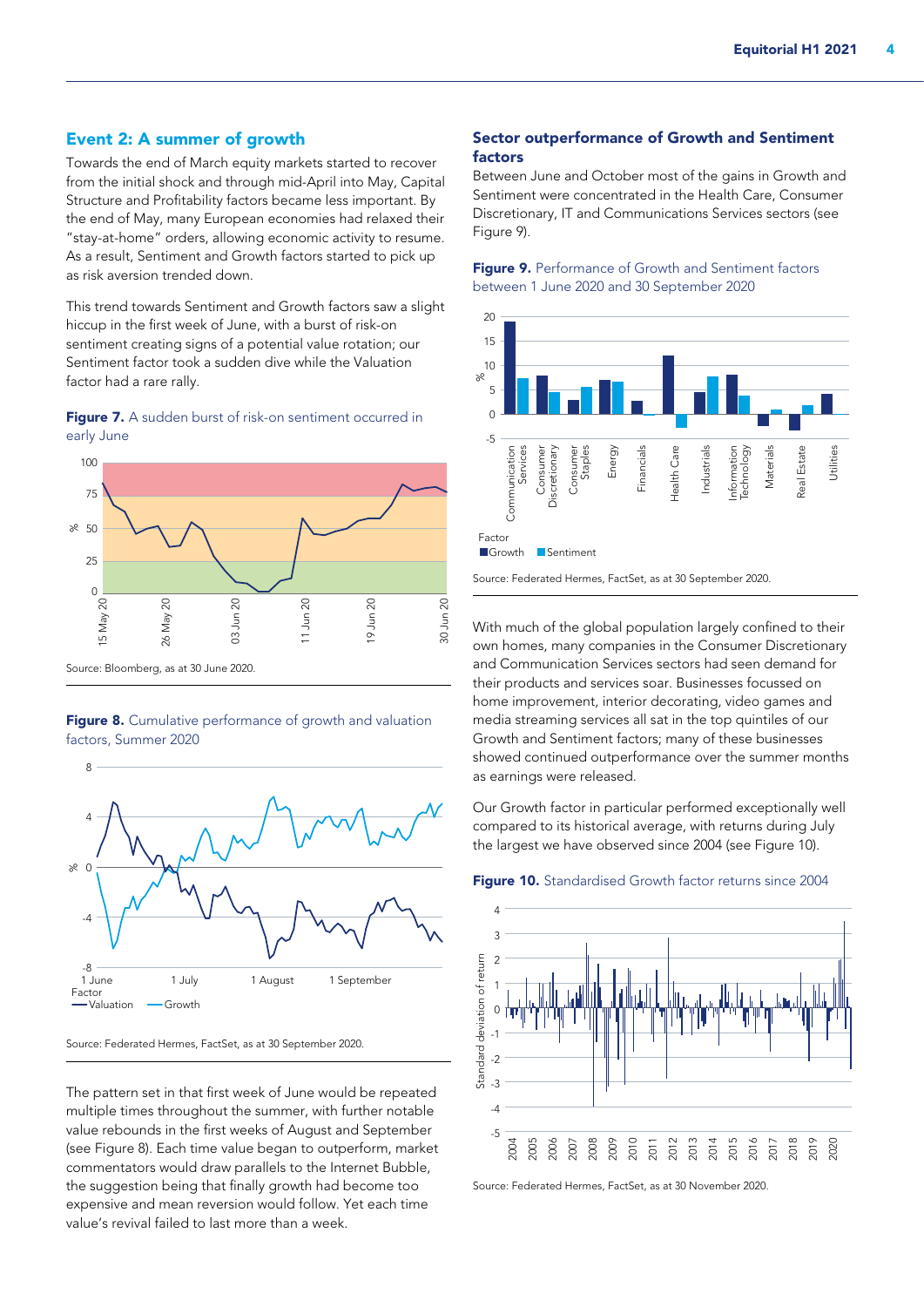## Event 2: A summer of growth

Towards the end of March equity markets started to recover from the initial shock and through mid-April into May, Capital Structure and Profitability factors became less important. By the end of May, many European economies had relaxed their "stay-at-home" orders, allowing economic activity to resume. As a result, Sentiment and Growth factors started to pick up as risk aversion trended down.

This trend towards Sentiment and Growth factors saw a slight hiccup in the first week of June, with a burst of risk-on sentiment creating signs of a potential value rotation; our Sentiment factor took a sudden dive while the Valuation factor had a rare rally.

**Figure 7.** A sudden burst of risk-on sentiment occurred in early June

Source: Bloomberg, as at 30 June 2020.

**Figure 8.** Cumulative performance of growth and valuation factors, Summer 2020

Source: Federated Hermes, FactSet, as at 30 September 2020.

The pattern set in that first week of June would be repeated multiple times throughout the summer, with further notable value rebounds in the first weeks of August and September (see Figure 8). Each time value began to outperform, market commentators would draw parallels to the Internet Bubble, the suggestion being that finally growth had become too expensive and mean reversion would follow. Yet each time value's revival failed to last more than a week.

## Sector outperformance of Growth and Sentiment factors

Between June and October most of the gains in Growth and Sentiment were concentrated in the Health Care, Consumer Discretionary, IT and Communications Services sectors (see Figure 9).

**Figure 9.** Performance of Growth and Sentiment factors between 1 June 2020 and 30 September 2020

Source: Federated Hermes, FactSet, as at 30 September 2020.

With much of the global population largely confined to their own homes, many companies in the Consumer Discretionary and Communication Services sectors had seen demand for their products and services soar. Businesses focussed on home improvement, interior decorating, video games and media streaming services all sat in the top quintiles of our Growth and Sentiment factors; many of these businesses showed continued outperformance over the summer months as earnings were released.

Our Growth factor in particular performed exceptionally well compared to its historical average, with returns during July the largest we have observed since 2004 (see Figure 10).

**Figure 10.** Standardised Growth factor returns since 2004

Source: Federated Hermes, FactSet, as at 30 November 2020.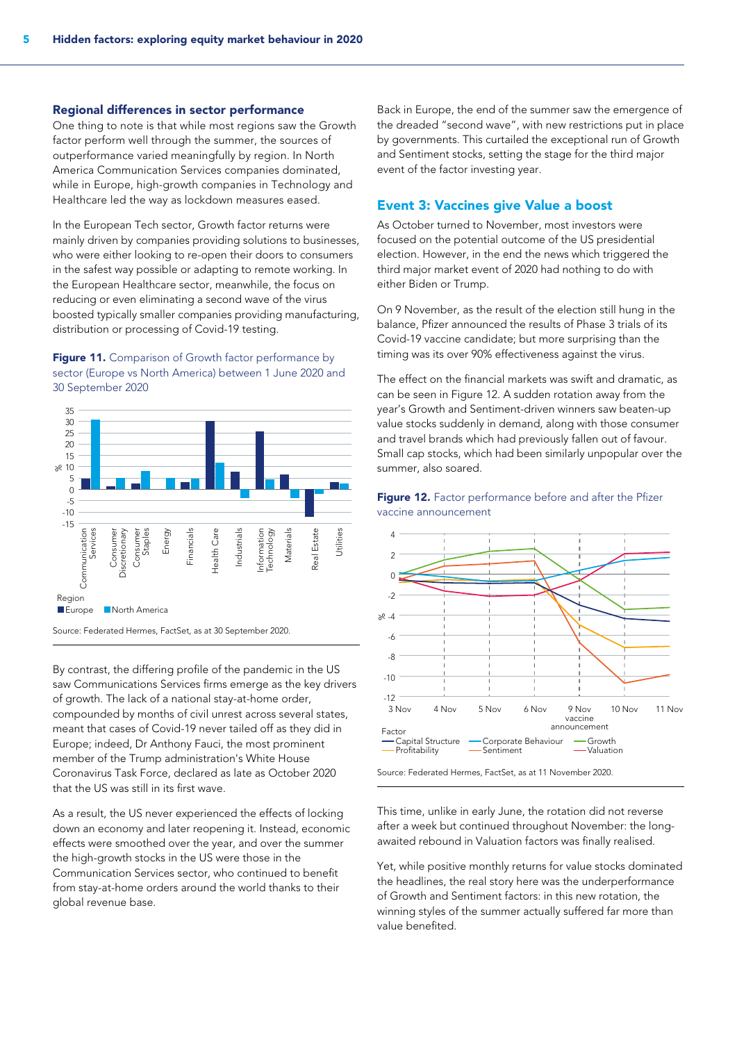## Regional differences in sector performance

One thing to note is that while most regions saw the Growth factor perform well through the summer, the sources of outperformance varied meaningfully by region. In North America Communication Services companies dominated, while in Europe, high-growth companies in Technology and Healthcare led the way as lockdown measures eased.

In the European Tech sector, Growth factor returns were mainly driven by companies providing solutions to businesses, who were either looking to re-open their doors to consumers in the safest way possible or adapting to remote working. In the European Healthcare sector, meanwhile, the focus on reducing or even eliminating a second wave of the virus boosted typically smaller companies providing manufacturing, distribution or processing of Covid-19 testing.

**Figure 11.** Comparison of Growth factor performance by sector (Europe vs North America) between 1 June 2020 and 30 September 2020

Source: Federated Hermes, FactSet, as at 30 September 2020.

By contrast, the differing profile of the pandemic in the US saw Communications Services firms emerge as the key drivers of growth. The lack of a national stay-at-home order, compounded by months of civil unrest across several states, meant that cases of Covid-19 never tailed off as they did in Europe; indeed, Dr Anthony Fauci, the most prominent member of the Trump administration's White House Coronavirus Task Force, declared as late as October 2020 that the US was still in its first wave.

As a result, the US never experienced the effects of locking down an economy and later reopening it. Instead, economic effects were smoothed over the year, and over the summer the high-growth stocks in the US were those in the Communication Services sector, who continued to benefit from stay-at-home orders around the world thanks to their global revenue base.

Back in Europe, the end of the summer saw the emergence of the dreaded "second wave", with new restrictions put in place by governments. This curtailed the exceptional run of Growth and Sentiment stocks, setting the stage for the third major event of the factor investing year.

## Event 3: Vaccines give Value a boost

As October turned to November, most investors were focused on the potential outcome of the US presidential election. However, in the end the news which triggered the third major market event of 2020 had nothing to do with either Biden or Trump.

On 9 November, as the result of the election still hung in the balance, Pfizer announced the results of Phase 3 trials of its Covid-19 vaccine candidate; but more surprising than the timing was its over 90% effectiveness against the virus.

The effect on the financial markets was swift and dramatic, as can be seen in Figure 12. A sudden rotation away from the year's Growth and Sentiment-driven winners saw beaten-up value stocks suddenly in demand, along with those consumer and travel brands which had previously fallen out of favour. Small cap stocks, which had been similarly unpopular over the summer, also soared.

**Figure 12.** Factor performance before and after the Pfizer vaccine announcement

Source: Federated Hermes, FactSet, as at 11 November 2020.

This time, unlike in early June, the rotation did not reverse after a week but continued throughout November: the long-awaited rebound in Valuation factors was finally realised.

Yet, while positive monthly returns for value stocks dominated the headlines, the real story here was the underperformance of Growth and Sentiment factors: in this new rotation, the winning styles of the summer actually suffered far more than value benefited.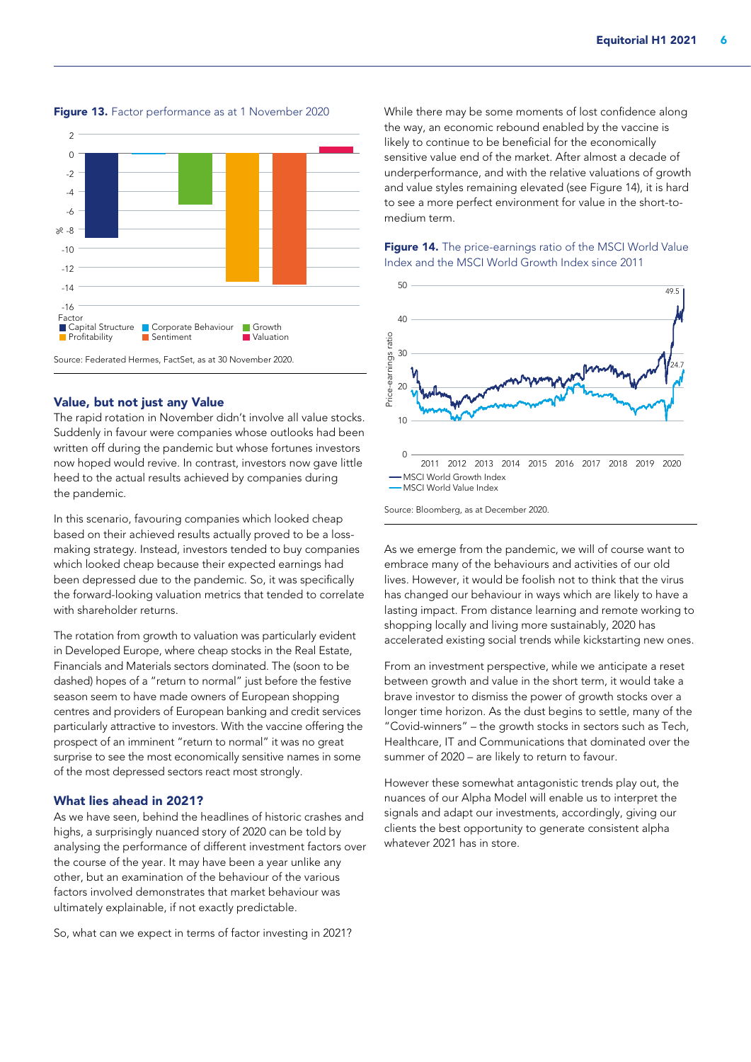**Figure 13.** Factor performance as at 1 November 2020

Source: Federated Hermes, FactSet, as at 30 November 2020.

## Value, but not just any Value

The rapid rotation in November didn't involve all value stocks. Suddenly in favour were companies whose outlooks had been written off during the pandemic but whose fortunes investors now hoped would revive. In contrast, investors now gave little heed to the actual results achieved by companies during the pandemic.

In this scenario, favouring companies which looked cheap based on their achieved results actually proved to be a loss-making strategy. Instead, investors tended to buy companies which looked cheap because their expected earnings had been depressed due to the pandemic. So, it was specifically the forward-looking valuation metrics that tended to correlate with shareholder returns.

The rotation from growth to valuation was particularly evident in Developed Europe, where cheap stocks in the Real Estate, Financials and Materials sectors dominated. The (soon to be dashed) hopes of a "return to normal" just before the festive season seem to have made owners of European shopping centres and providers of European banking and credit services particularly attractive to investors. With the vaccine offering the prospect of an imminent "return to normal" it was no great surprise to see the most economically sensitive names in some of the most depressed sectors react most strongly.

## What lies ahead in 2021?

As we have seen, behind the headlines of historic crashes and highs, a surprisingly nuanced story of 2020 can be told by analysing the performance of different investment factors over the course of the year. It may have been a year unlike any other, but an examination of the behaviour of the various factors involved demonstrates that market behaviour was ultimately explainable, if not exactly predictable.

So, what can we expect in terms of factor investing in 2021?

While there may be some moments of lost confidence along the way, an economic rebound enabled by the vaccine is likely to continue to be beneficial for the economically sensitive value end of the market. After almost a decade of underperformance, and with the relative valuations of growth and value styles remaining elevated (see Figure 14), it is hard to see a more perfect environment for value in the short-to-medium term.

**Figure 14.** The price-earnings ratio of the MSCI World Value Index and the MSCI World Growth Index since 2011

Source: Bloomberg, as at December 2020.

As we emerge from the pandemic, we will of course want to embrace many of the behaviours and activities of our old lives. However, it would be foolish not to think that the virus has changed our behaviour in ways which are likely to have a lasting impact. From distance learning and remote working to shopping locally and living more sustainably, 2020 has accelerated existing social trends while kickstarting new ones.

From an investment perspective, while we anticipate a reset between growth and value in the short term, it would take a brave investor to dismiss the power of growth stocks over a longer time horizon. As the dust begins to settle, many of the "Covid-winners" – the growth stocks in sectors such as Tech, Healthcare, IT and Communications that dominated over the summer of 2020 – are likely to return to favour.

However these somewhat antagonistic trends play out, the nuances of our Alpha Model will enable us to interpret the signals and adapt our investments, accordingly, giving our clients the best opportunity to generate consistent alpha whatever 2021 has in store.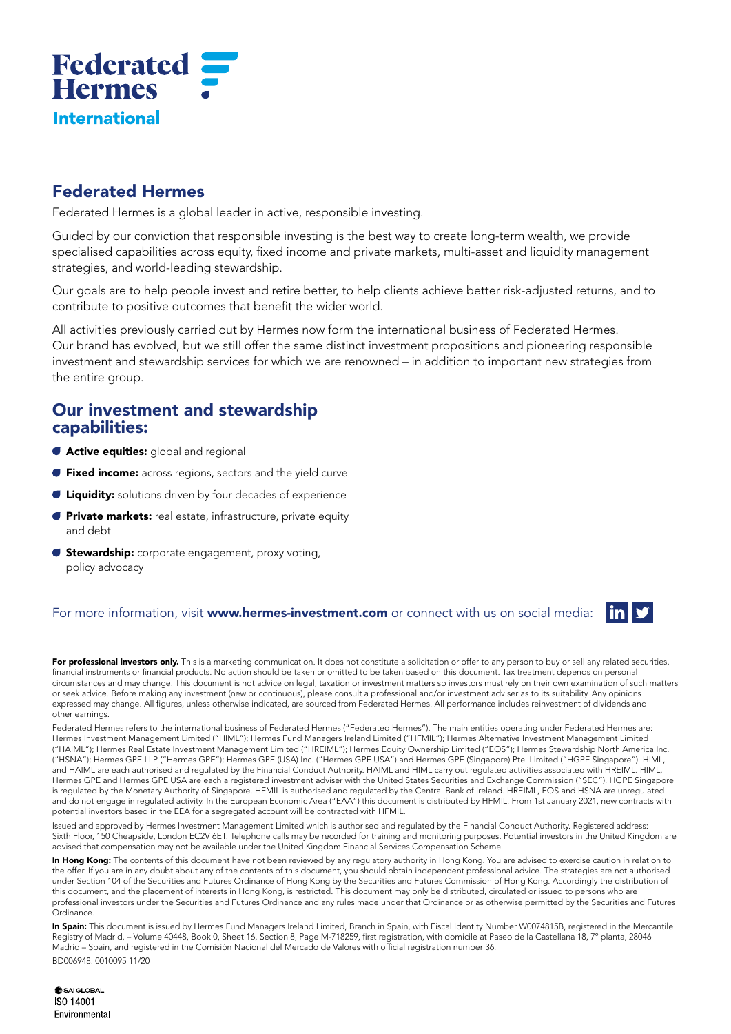# Federated Hermes

International

## Federated Hermes

Federated Hermes is a global leader in active, responsible investing.

Guided by our conviction that responsible investing is the best way to create long-term wealth, we provide specialised capabilities across equity, fixed income and private markets, multi-asset and liquidity management strategies, and world-leading stewardship.

Our goals are to help people invest and retire better, to help clients achieve better risk-adjusted returns, and to contribute to positive outcomes that benefit the wider world.

All activities previously carried out by Hermes now form the international business of Federated Hermes. Our brand has evolved, but we still offer the same distinct investment propositions and pioneering responsible investment and stewardship services for which we are renowned – in addition to important new strategies from the entire group.

## Our investment and stewardship capabilities:

- **Active equities:** global and regional
- **Fixed income:** across regions, sectors and the yield curve
- **Liquidity:** solutions driven by four decades of experience
- **Private markets:** real estate, infrastructure, private equity and debt
- **Stewardship:** corporate engagement, proxy voting, policy advocacy

For more information, visit **www.hermes-investment.com** or connect with us on social media:

**For professional investors only.** This is a marketing communication. It does not constitute a solicitation or offer to any person to buy or sell any related securities, financial instruments or financial products. No action should be taken or omitted to be taken based on this document. Tax treatment depends on personal circumstances and may change. This document is not advice on legal, taxation or investment matters so investors must rely on their own examination of such matters or seek advice. Before making any investment (new or continuous), please consult a professional and/or investment adviser as to its suitability. Any opinions expressed may change. All figures, unless otherwise indicated, are sourced from Federated Hermes. All performance includes reinvestment of dividends and other earnings.

Federated Hermes refers to the international business of Federated Hermes ("Federated Hermes"). The main entities operating under Federated Hermes are: Hermes Investment Management Limited ("HIML"); Hermes Fund Managers Ireland Limited ("HFMIL"); Hermes Alternative Investment Management Limited ("HAIML"); Hermes Real Estate Investment Management Limited ("HREIML"); Hermes Equity Ownership Limited ("EOS"); Hermes Stewardship North America Inc. ("HSNA"); Hermes GPE LLP ("Hermes GPE"); Hermes GPE (USA) Inc. ("Hermes GPE USA") and Hermes GPE (Singapore) Pte. Limited ("HGPE Singapore"). HIML, and HAIML are each authorised and regulated by the Financial Conduct Authority. HAIML and HIML carry out regulated activities associated with HREIML. HIML, Hermes GPE and Hermes GPE USA are each a registered investment adviser with the United States Securities and Exchange Commission ("SEC"). HGPE Singapore is regulated by the Monetary Authority of Singapore. HFMIL is authorised and regulated by the Central Bank of Ireland. HREIML, EOS and HSNA are unregulated and do not engage in regulated activity. In the European Economic Area ("EAA") this document is distributed by HFMIL. From 1st January 2021, new contracts with potential investors based in the EEA for a segregated account will be contracted with HFMIL.

Issued and approved by Hermes Investment Management Limited which is authorised and regulated by the Financial Conduct Authority. Registered address: Sixth Floor, 150 Cheapside, London EC2V 6ET. Telephone calls may be recorded for training and monitoring purposes. Potential investors in the United Kingdom are advised that compensation may not be available under the United Kingdom Financial Services Compensation Scheme.

**In Hong Kong:** The contents of this document have not been reviewed by any regulatory authority in Hong Kong. You are advised to exercise caution in relation to the offer. If you are in any doubt about any of the contents of this document, you should obtain independent professional advice. The strategies are not authorised under Section 104 of the Securities and Futures Ordinance of Hong Kong by the Securities and Futures Commission of Hong Kong. Accordingly the distribution of this document, and the placement of interests in Hong Kong, is restricted. This document may only be distributed, circulated or issued to persons who are professional investors under the Securities and Futures Ordinance and any rules made under that Ordinance or as otherwise permitted by the Securities and Futures Ordinance.

**In Spain:** This document is issued by Hermes Fund Managers Ireland Limited, Branch in Spain, with Fiscal Identity Number W0074815B, registered in the Mercantile Registry of Madrid, – Volume 40448, Book 0, Sheet 16, Section 8, Page M-718259, first registration, with domicile at Paseo de la Castellana 18, 7º planta, 28046 Madrid – Spain, and registered in the Comisión Nacional del Mercado de Valores with official registration number 36.

BD006948. 0010095 11/20

SAI GLOBAL
ISO 14001
Environmental